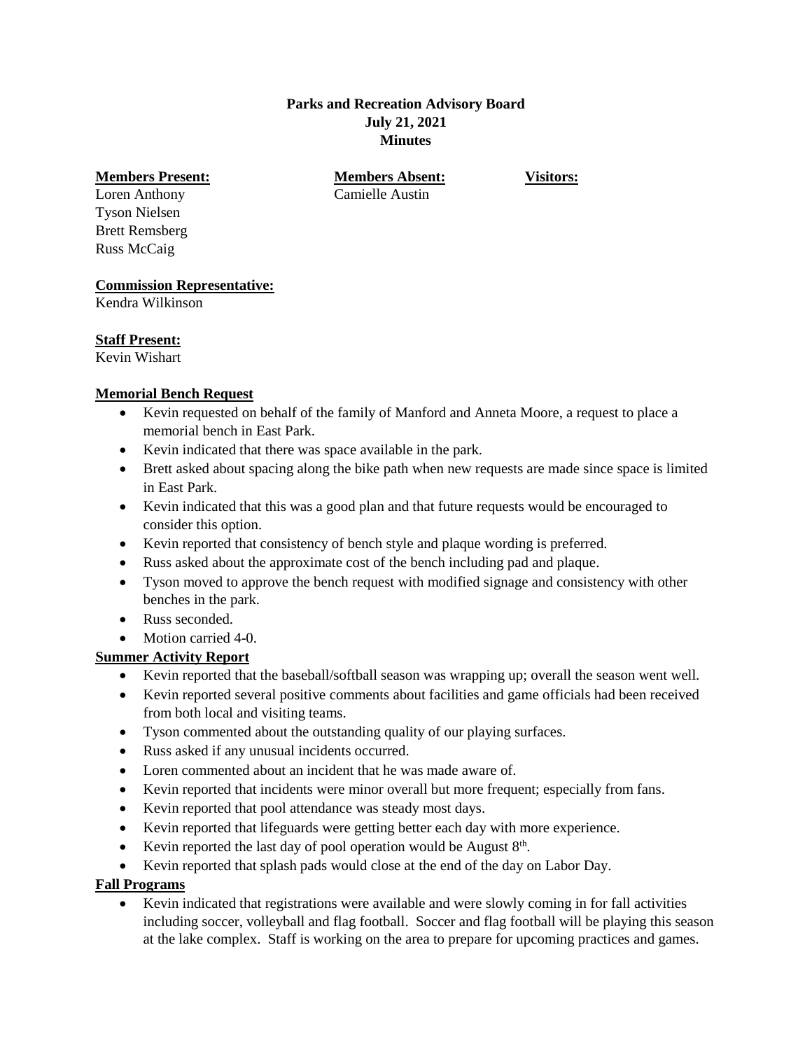**Parks and Recreation Advisory Board**
**July 21, 2021**
**Minutes**

| **Members Present:** | **Members Absent:** | **Visitors:** |
|---|---|---|
| Loren Anthony | Camielle Austin | |
| Tyson Nielsen | | |
| Brett Remsberg | | |
| Russ McCaig | | |

**Commission Representative:**
Kendra Wilkinson

**Staff Present:**
Kevin Wishart

**Memorial Bench Request**

- Kevin requested on behalf of the family of Manford and Anneta Moore, a request to place a memorial bench in East Park.
- Kevin indicated that there was space available in the park.
- Brett asked about spacing along the bike path when new requests are made since space is limited in East Park.
- Kevin indicated that this was a good plan and that future requests would be encouraged to consider this option.
- Kevin reported that consistency of bench style and plaque wording is preferred.
- Russ asked about the approximate cost of the bench including pad and plaque.
- Tyson moved to approve the bench request with modified signage and consistency with other benches in the park.
- Russ seconded.
- Motion carried 4-0.

**Summer Activity Report**

- Kevin reported that the baseball/softball season was wrapping up; overall the season went well.
- Kevin reported several positive comments about facilities and game officials had been received from both local and visiting teams.
- Tyson commented about the outstanding quality of our playing surfaces.
- Russ asked if any unusual incidents occurred.
- Loren commented about an incident that he was made aware of.
- Kevin reported that incidents were minor overall but more frequent; especially from fans.
- Kevin reported that pool attendance was steady most days.
- Kevin reported that lifeguards were getting better each day with more experience.
- Kevin reported the last day of pool operation would be August 8th.
- Kevin reported that splash pads would close at the end of the day on Labor Day.

**Fall Programs**

- Kevin indicated that registrations were available and were slowly coming in for fall activities including soccer, volleyball and flag football. Soccer and flag football will be playing this season at the lake complex. Staff is working on the area to prepare for upcoming practices and games.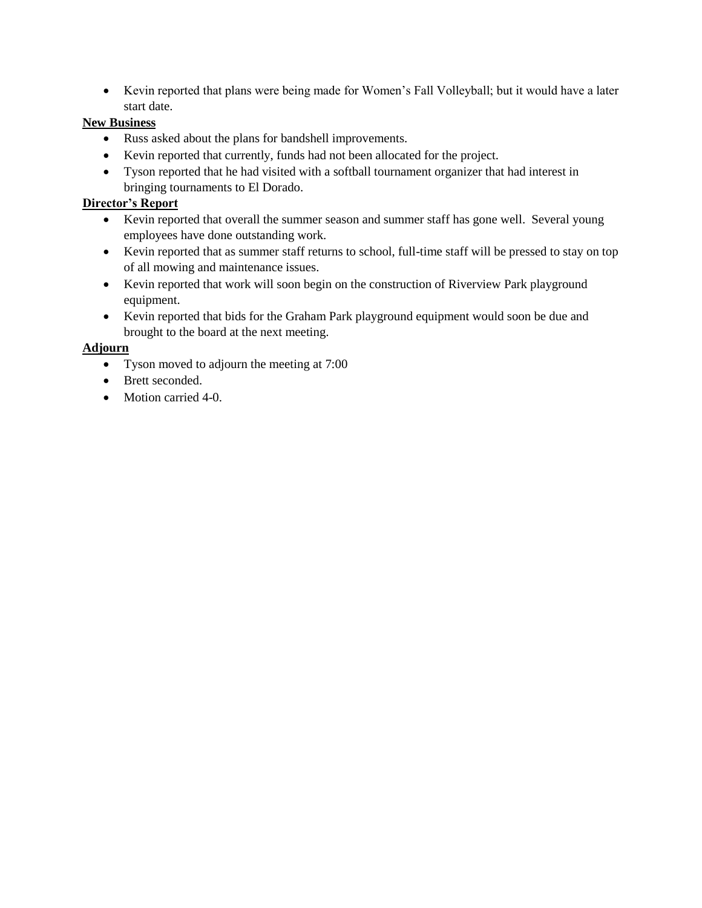- Kevin reported that plans were being made for Women's Fall Volleyball; but it would have a later start date.

**New Business**

- Russ asked about the plans for bandshell improvements.
- Kevin reported that currently, funds had not been allocated for the project.
- Tyson reported that he had visited with a softball tournament organizer that had interest in bringing tournaments to El Dorado.

**Director's Report**

- Kevin reported that overall the summer season and summer staff has gone well. Several young employees have done outstanding work.
- Kevin reported that as summer staff returns to school, full-time staff will be pressed to stay on top of all mowing and maintenance issues.
- Kevin reported that work will soon begin on the construction of Riverview Park playground equipment.
- Kevin reported that bids for the Graham Park playground equipment would soon be due and brought to the board at the next meeting.

**Adjourn**

- Tyson moved to adjourn the meeting at 7:00
- Brett seconded.
- Motion carried 4-0.